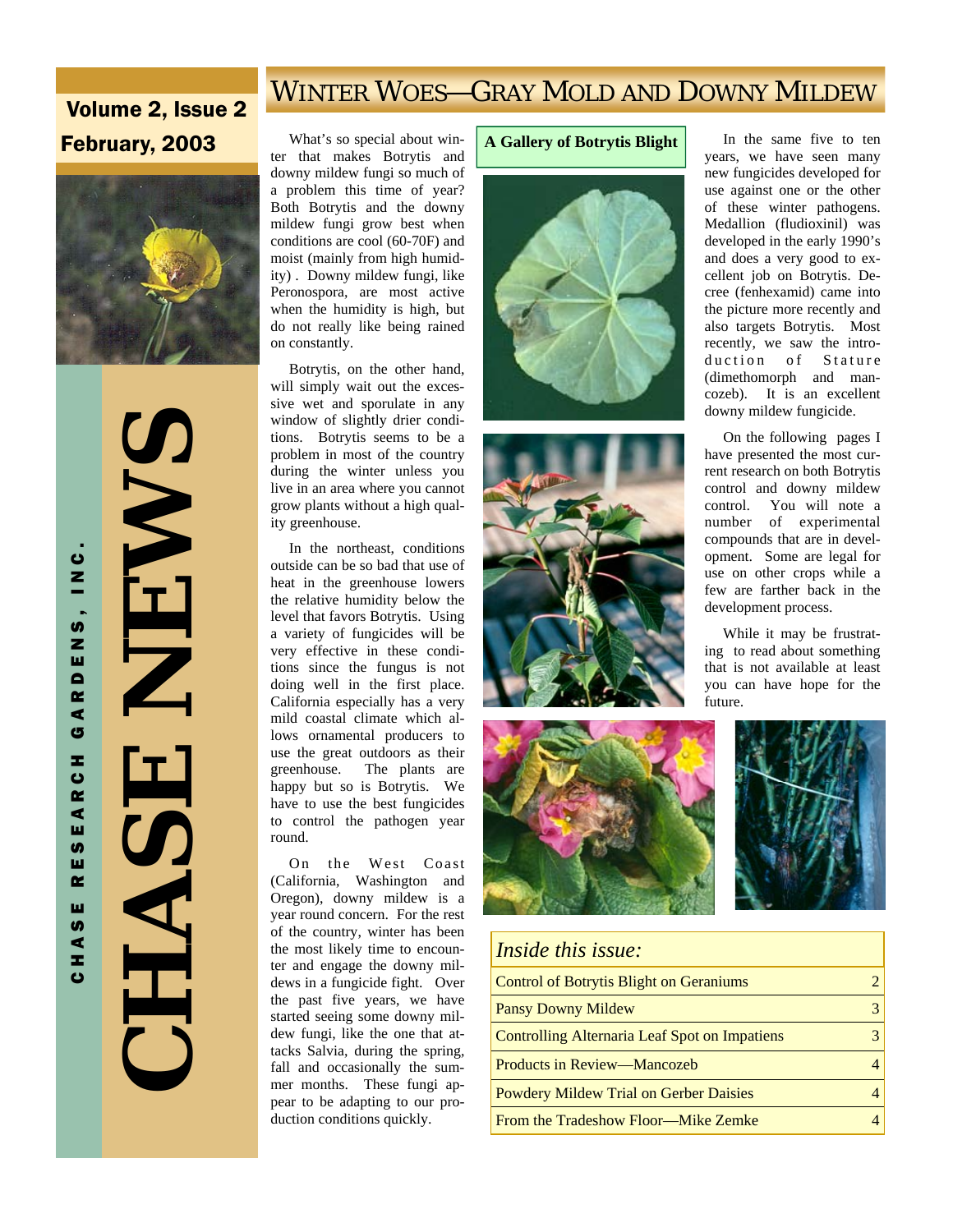**Volume 2, Issue 2**
**February, 2003**

# CHASE NEWS

CHASE RESEARCH GARDENS, INC.

## WINTER WOES—GRAY MOLD AND DOWNY MILDEW

What's so special about winter that makes Botrytis and downy mildew fungi so much of a problem this time of year? Both Botrytis and the downy mildew fungi grow best when conditions are cool (60-70F) and moist (mainly from high humidity) . Downy mildew fungi, like Peronospora, are most active when the humidity is high, but do not really like being rained on constantly.

Botrytis, on the other hand, will simply wait out the excessive wet and sporulate in any window of slightly drier conditions. Botrytis seems to be a problem in most of the country during the winter unless you live in an area where you cannot grow plants without a high quality greenhouse.

In the northeast, conditions outside can be so bad that use of heat in the greenhouse lowers the relative humidity below the level that favors Botrytis. Using a variety of fungicides will be very effective in these conditions since the fungus is not doing well in the first place. California especially has a very mild coastal climate which allows ornamental producers to use the great outdoors as their greenhouse. The plants are happy but so is Botrytis. We have to use the best fungicides to control the pathogen year round.

On the West Coast (California, Washington and Oregon), downy mildew is a year round concern. For the rest of the country, winter has been the most likely time to encounter and engage the downy mildews in a fungicide fight. Over the past five years, we have started seeing some downy mildew fungi, like the one that attacks Salvia, during the spring, fall and occasionally the summer months. These fungi appear to be adapting to our production conditions quickly.

**A Gallery of Botrytis Blight**

In the same five to ten years, we have seen many new fungicides developed for use against one or the other of these winter pathogens. Medallion (fludioxinil) was developed in the early 1990's and does a very good to excellent job on Botrytis. Decree (fenhexamid) came into the picture more recently and also targets Botrytis. Most recently, we saw the introduction of Stature (dimethomorph and mancozeb). It is an excellent downy mildew fungicide.

On the following pages I have presented the most current research on both Botrytis control and downy mildew control. You will note a number of experimental compounds that are in development. Some are legal for use on other crops while a few are farther back in the development process.

While it may be frustrating to read about something that is not available at least you can have hope for the future.

| *Inside this issue:* | |
|---|---|
| Control of Botrytis Blight on Geraniums | 2 |
| Pansy Downy Mildew | 3 |
| Controlling Alternaria Leaf Spot on Impatiens | 3 |
| Products in Review—Mancozeb | 4 |
| Powdery Mildew Trial on Gerber Daisies | 4 |
| From the Tradeshow Floor—Mike Zemke | 4 |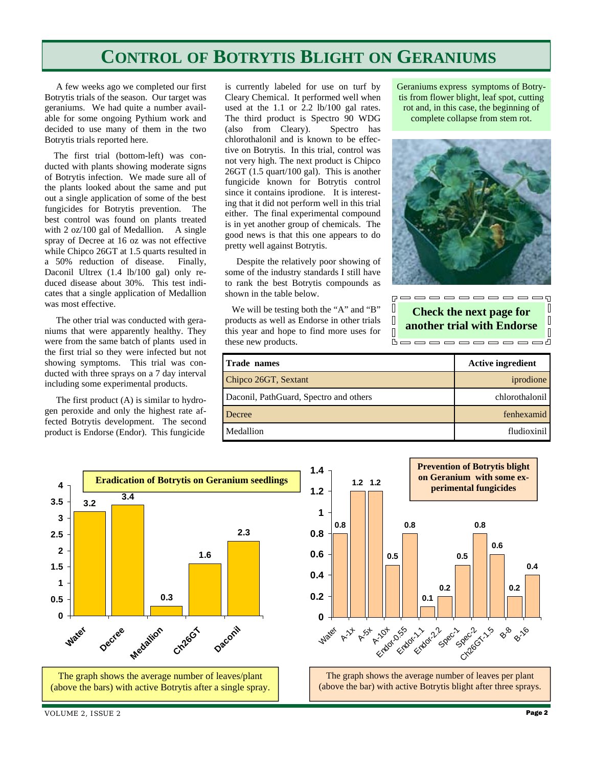# Control of Botrytis Blight on Geraniums

A few weeks ago we completed our first Botrytis trials of the season. Our target was geraniums. We had quite a number available for some ongoing Pythium work and decided to use many of them in the two Botrytis trials reported here.

The first trial (bottom-left) was conducted with plants showing moderate signs of Botrytis infection. We made sure all of the plants looked about the same and put out a single application of some of the best fungicides for Botrytis prevention. The best control was found on plants treated with 2 oz/100 gal of Medallion. A single spray of Decree at 16 oz was not effective while Chipco 26GT at 1.5 quarts resulted in a 50% reduction of disease. Finally, Daconil Ultrex (1.4 lb/100 gal) only reduced disease about 30%. This test indicates that a single application of Medallion was most effective.

The other trial was conducted with geraniums that were apparently healthy. They were from the same batch of plants used in the first trial so they were infected but not showing symptoms. This trial was conducted with three sprays on a 7 day interval including some experimental products.

The first product (A) is similar to hydrogen peroxide and only the highest rate affected Botrytis development. The second product is Endorse (Endor). This fungicide is currently labeled for use on turf by Cleary Chemical. It performed well when used at the 1.1 or 2.2 lb/100 gal rates. The third product is Spectro 90 WDG (also from Cleary). Spectro has chlorothalonil and is known to be effective on Botrytis. In this trial, control was not very high. The next product is Chipco 26GT (1.5 quart/100 gal). This is another fungicide known for Botrytis control since it contains iprodione. It is interesting that it did not perform well in this trial either. The final experimental compound is in yet another group of chemicals. The good news is that this one appears to do pretty well against Botrytis.

Despite the relatively poor showing of some of the industry standards I still have to rank the best Botrytis compounds as shown in the table below.

We will be testing both the "A" and "B" products as well as Endorse in other trials this year and hope to find more uses for these new products.

Geraniums express symptoms of Botrytis from flower blight, leaf spot, cutting rot and, in this case, the beginning of complete collapse from stem rot.

**Check the next page for another trial with Endorse**

| Trade names | Active ingredient |
|---|---|
| Chipco 26GT, Sextant | iprodione |
| Daconil, PathGuard, Spectro and others | chlorothalonil |
| Decree | fenhexamid |
| Medallion | fludioxinil |

**Eradication of Botrytis on Geranium seedlings**

| Treatment | Leaves/plant with active Botrytis |
|---|---|
| Water | 3.2 |
| Decree | 3.4 |
| Medallion | 0.3 |
| Ch26GT | 1.6 |
| Daconil | 2.3 |

The graph shows the average number of leaves/plant (above the bars) with active Botrytis after a single spray.

**Prevention of Botrytis blight on Geranium with some experimental fungicides**

| Treatment | Leaves/plant with active Botrytis |
|---|---|
| Water | 0.8 |
| A-1x | 1.2 |
| A-5x | 1.2 |
| A-10x | 0.5 |
| Endor-0.55 | 0.8 |
| Endor-1.1 | 0.1 |
| Endor-2.2 | 0.2 |
| Spec-1 | 0.5 |
| Spec-2 | 0.8 |
| Ch26GT-1.5 | 0.6 |
| B-8 | 0.2 |
| B-16 | 0.4 |

The graph shows the average number of leaves per plant (above the bar) with active Botrytis blight after three sprays.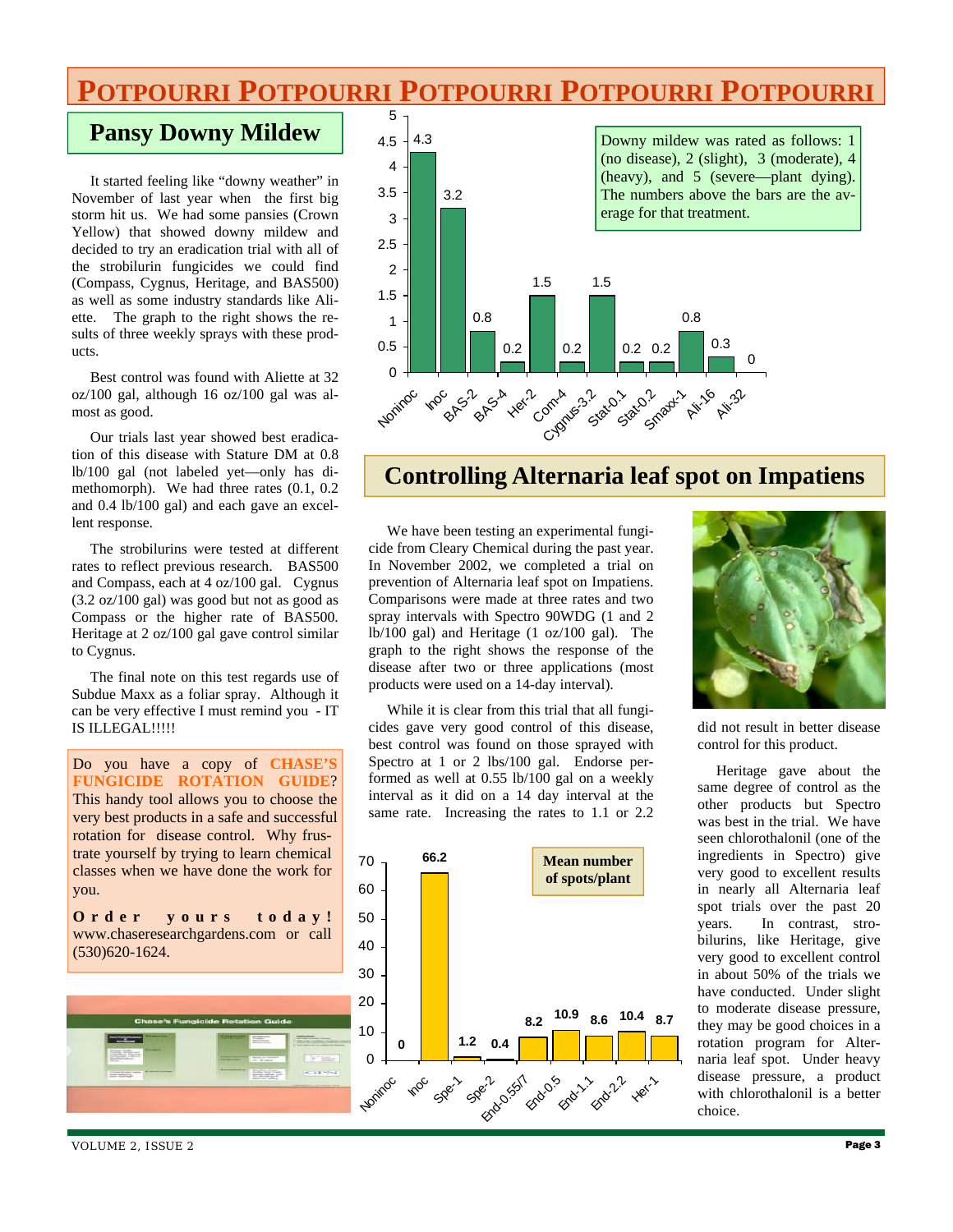# POTPOURRI POTPOURRI POTPOURRI POTPOURRI POTPOURRI

## Pansy Downy Mildew

It started feeling like "downy weather" in November of last year when the first big storm hit us. We had some pansies (Crown Yellow) that showed downy mildew and decided to try an eradication trial with all of the strobilurin fungicides we could find (Compass, Cygnus, Heritage, and BAS500) as well as some industry standards like Aliette. The graph to the right shows the results of three weekly sprays with these products.

Best control was found with Aliette at 32 oz/100 gal, although 16 oz/100 gal was almost as good.

Our trials last year showed best eradication of this disease with Stature DM at 0.8 lb/100 gal (not labeled yet—only has dimethomorph). We had three rates (0.1, 0.2 and 0.4 lb/100 gal) and each gave an excellent response.

The strobilurins were tested at different rates to reflect previous research. BAS500 and Compass, each at 4 oz/100 gal. Cygnus (3.2 oz/100 gal) was good but not as good as Compass or the higher rate of BAS500. Heritage at 2 oz/100 gal gave control similar to Cygnus.

The final note on this test regards use of Subdue Maxx as a foliar spray. Although it can be very effective I must remind you - IT IS ILLEGAL!!!!!

| Treatment | Nonino c | Inoc | BAS-2 | BAS-4 | Her-2 | Com-4 | Cygnus-3.2 | Stat-0.1 | Stat-0.2 | Smaxx-1 | Ali-16 | Ali-32 |
|---|---|---|---|---|---|---|---|---|---|---|---|---|
| Rating | 4.3 | 3.2 | 0.8 | 0.2 | 1.5 | 0.2 | 1.5 | 0.2 | 0.2 | 0.8 | 0.3 | 0 |

Downy mildew was rated as follows: 1 (no disease), 2 (slight), 3 (moderate), 4 (heavy), and 5 (severe—plant dying). The numbers above the bars are the average for that treatment.

Do you have a copy of **CHASE'S FUNGICIDE ROTATION GUIDE**? This handy tool allows you to choose the very best products in a safe and successful rotation for disease control. Why frustrate yourself by trying to learn chemical classes when we have done the work for you.

**Order yours today!** www.chaseresearchgardens.com or call (530)620-1624.

## Controlling Alternaria leaf spot on Impatiens

We have been testing an experimental fungicide from Cleary Chemical during the past year. In November 2002, we completed a trial on prevention of Alternaria leaf spot on Impatiens. Comparisons were made at three rates and two spray intervals with Spectro 90WDG (1 and 2 lb/100 gal) and Heritage (1 oz/100 gal). The graph to the right shows the response of the disease after two or three applications (most products were used on a 14-day interval).

While it is clear from this trial that all fungicides gave very good control of this disease, best control was found on those sprayed with Spectro at 1 or 2 lbs/100 gal. Endorse performed as well at 0.55 lb/100 gal on a weekly interval as it did on a 14 day interval at the same rate. Increasing the rates to 1.1 or 2.2 did not result in better disease control for this product.

Heritage gave about the same degree of control as the other products but Spectro was best in the trial. We have seen chlorothalonil (one of the ingredients in Spectro) give very good to excellent results in nearly all Alternaria leaf spot trials over the past 20 years. In contrast, strobilurins, like Heritage, give very good to excellent control in about 50% of the trials we have conducted. Under slight to moderate disease pressure, they may be good choices in a rotation program for Alternaria leaf spot. Under heavy disease pressure, a product with chlorothalonil is a better choice.

**Mean number of spots/plant**

| Treatment | Noninoc | Inoc | Spe-1 | Spe-2 | End-0.55/7 | End-0.5 | End-1.1 | End-2.2 | Her-1 |
|---|---|---|---|---|---|---|---|---|---|
| Spots/plant | 0 | 66.2 | 1.2 | 0.4 | 8.2 | 10.9 | 8.6 | 10.4 | 8.7 |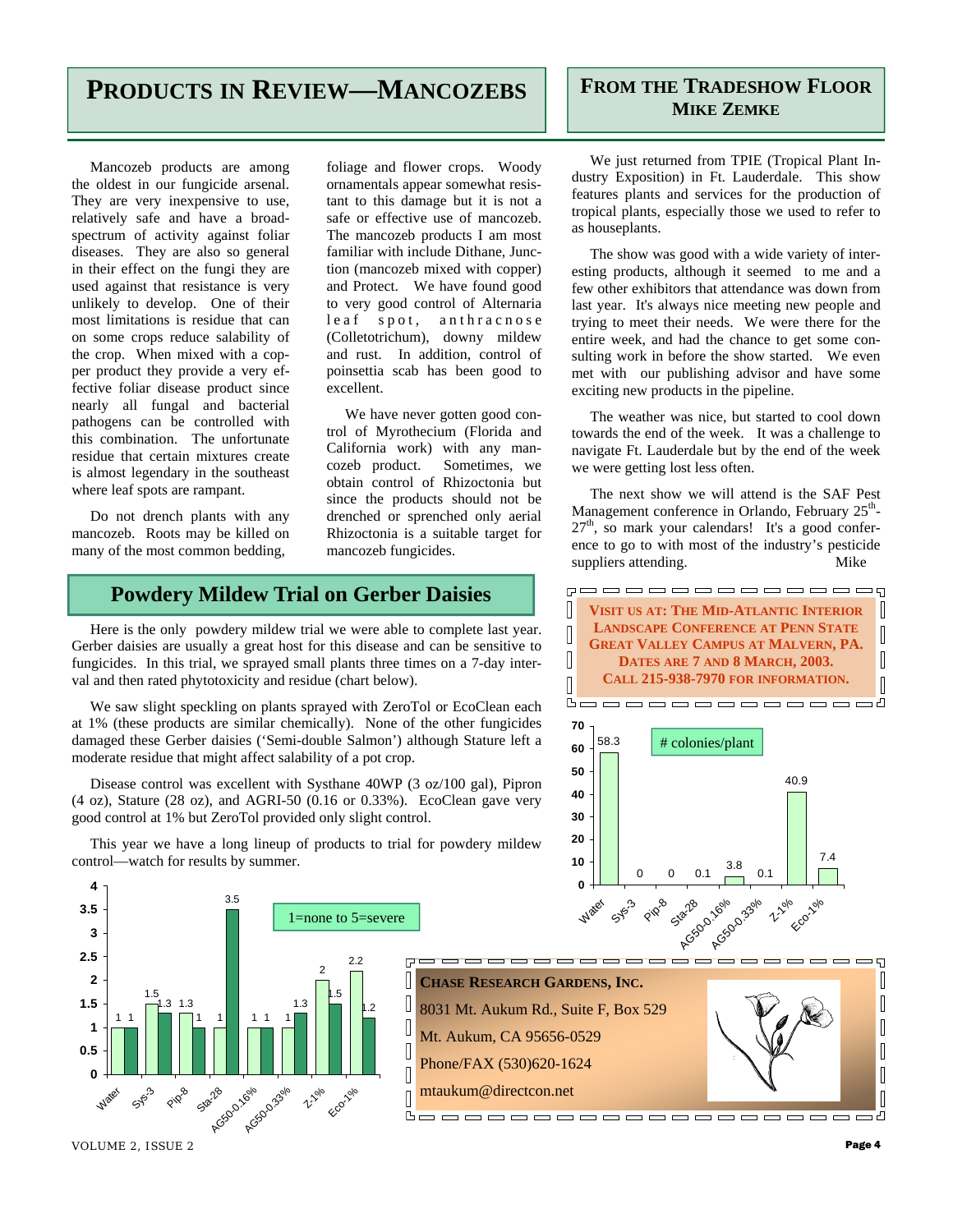# Products in Review—Mancozebs

Mancozeb products are among the oldest in our fungicide arsenal. They are very inexpensive to use, relatively safe and have a broad-spectrum of activity against foliar diseases. They are also so general in their effect on the fungi they are used against that resistance is very unlikely to develop. One of their most limitations is residue that can on some crops reduce salability of the crop. When mixed with a copper product they provide a very effective foliar disease product since nearly all fungal and bacterial pathogens can be controlled with this combination. The unfortunate residue that certain mixtures create is almost legendary in the southeast where leaf spots are rampant.

Do not drench plants with any mancozeb. Roots may be killed on many of the most common bedding, foliage and flower crops. Woody ornamentals appear somewhat resistant to this damage but it is not a safe or effective use of mancozeb. The mancozeb products I am most familiar with include Dithane, Junction (mancozeb mixed with copper) and Protect. We have found good to very good control of Alternaria leaf spot, anthracnose (Colletotrichum), downy mildew and rust. In addition, control of poinsettia scab has been good to excellent.

We have never gotten good control of Myrothecium (Florida and California work) with any mancozeb product. Sometimes, we obtain control of Rhizoctonia but since the products should not be drenched or sprenched only aerial Rhizoctonia is a suitable target for mancozeb fungicides.

# From the Tradeshow Floor
## Mike Zemke

We just returned from TPIE (Tropical Plant Industry Exposition) in Ft. Lauderdale. This show features plants and services for the production of tropical plants, especially those we used to refer to as houseplants.

The show was good with a wide variety of interesting products, although it seemed to me and a few other exhibitors that attendance was down from last year. It's always nice meeting new people and trying to meet their needs. We were there for the entire week, and had the chance to get some consulting work in before the show started. We even met with our publishing advisor and have some exciting new products in the pipeline.

The weather was nice, but started to cool down towards the end of the week. It was a challenge to navigate Ft. Lauderdale but by the end of the week we were getting lost less often.

The next show we will attend is the SAF Pest Management conference in Orlando, February 25th-27th, so mark your calendars! It's a good conference to go to with most of the industry's pesticide suppliers attending. Mike

**Visit us at: The Mid-Atlantic Interior Landscape Conference at Penn State Great Valley Campus at Malvern, PA. Dates are 7 and 8 March, 2003. Call 215-938-7970 for information.**

# Powdery Mildew Trial on Gerber Daisies

Here is the only powdery mildew trial we were able to complete last year. Gerber daisies are usually a great host for this disease and can be sensitive to fungicides. In this trial, we sprayed small plants three times on a 7-day interval and then rated phytotoxicity and residue (chart below).

We saw slight speckling on plants sprayed with ZeroTol or EcoClean each at 1% (these products are similar chemically). None of the other fungicides damaged these Gerber daisies ('Semi-double Salmon') although Stature left a moderate residue that might affect salability of a pot crop.

Disease control was excellent with Systhane 40WP (3 oz/100 gal), Pipron (4 oz), Stature (28 oz), and AGRI-50 (0.16 or 0.33%). EcoClean gave very good control at 1% but ZeroTol provided only slight control.

This year we have a long lineup of products to trial for powdery mildew control—watch for results by summer.

\# colonies/plant

Water 58.3, Sys-3 0, Pip-8 0, Sta-28 0.1, AG50-0.16% 3.8, AG50-0.33% 0.1, Z-1% 40.9, Eco-1% 7.4

1=none to 5=severe

Water 1, 1; Sys-3 1.5, 1.3; Pip-8 1.3, 1; Sta-28 1, 3.5; AG50-0.16% 1, 1; AG50-0.33% 1, 1.3; Z-1% 2, 1.5; Eco-1% 2.2, 1.2

**Chase Research Gardens, Inc.**
8031 Mt. Aukum Rd., Suite F, Box 529
Mt. Aukum, CA 95656-0529
Phone/FAX (530)620-1624
mtaukum@directcon.net